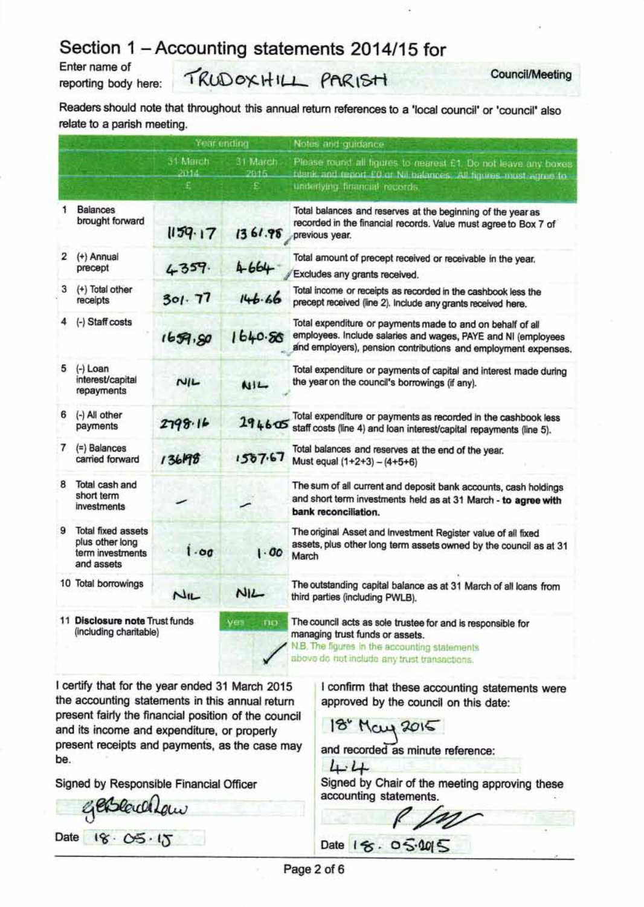# Section 1 – Accounting statements 2014/15 for

Enter name of reporting body here: TRUDOXHILL PARISH Council/Meeting

Readers should note that throughout this annual return references to a 'local council' or 'council' also relate to a parish meeting.

| | Year ending 31 March 2014 £ | Year ending 31 March 2015 £ | Notes and guidance: Please round all figures to nearest £1. Do not leave any boxes blank and report £0 or Nil balances. All figures must agree to underlying financial records. |
|---|---|---|---|
| 1 Balances brought forward | 1159.17 | 1361.98 | Total balances and reserves at the beginning of the year as recorded in the financial records. Value must agree to Box 7 of previous year. |
| 2 (+) Annual precept | 4359. | 4664 | Total amount of precept received or receivable in the year. Excludes any grants received. |
| 3 (+) Total other receipts | 301.77 | 146.66 | Total income or receipts as recorded in the cashbook less the precept received (line 2). Include any grants received here. |
| 4 (-) Staff costs | 1659.80 | 1640.86 | Total expenditure or payments made to and on behalf of all employees. Include salaries and wages, PAYE and NI (employees and employers), pension contributions and employment expenses. |
| 5 (-) Loan interest/capital repayments | NIL | NIL | Total expenditure or payments of capital and interest made during the year on the council's borrowings (if any). |
| 6 (-) All other payments | 2798.16 | 2946.05 | Total expenditure or payments as recorded in the cashbook less staff costs (line 4) and loan interest/capital repayments (line 5). |
| 7 (=) Balances carried forward | 1361.98 | 1587.67 | Total balances and reserves at the end of the year. Must equal (1+2+3) – (4+5+6) |
| 8 Total cash and short term investments | – | – | The sum of all current and deposit bank accounts, cash holdings and short term investments held as at 31 March - **to agree with bank reconciliation.** |
| 9 Total fixed assets plus other long term investments and assets | 1.00 | 1.00 | The original Asset and Investment Register value of all fixed assets, plus other long term assets owned by the council as at 31 March |
| 10 Total borrowings | NIL | NIL | The outstanding capital balance as at 31 March of all loans from third parties (including PWLB). |
| 11 **Disclosure note** Trust funds (including charitable) | yes: | no: ✓ | The council acts as sole trustee for and is responsible for managing trust funds or assets. N.B. The figures in the accounting statements above do not include any trust transactions. |

I certify that for the year ended 31 March 2015 the accounting statements in this annual return present fairly the financial position of the council and its income and expenditure, or properly present receipts and payments, as the case may be.

Signed by Responsible Financial Officer

[signature]

Date 18.05.15

I confirm that these accounting statements were approved by the council on this date:

18th May 2015

and recorded as minute reference:

4.4

Signed by Chair of the meeting approving these accounting statements.

[signature]

Date 18.05.2015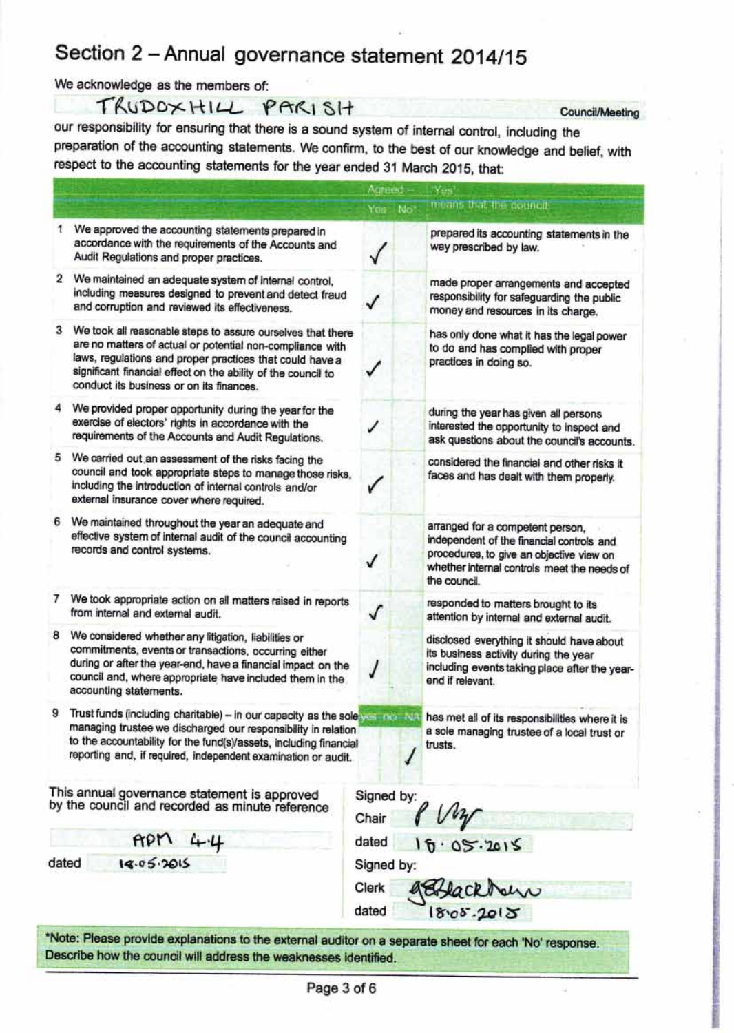# Section 2 – Annual governance statement 2014/15

We acknowledge as the members of:

TRUDOXHILL PARISH Council/Meeting

our responsibility for ensuring that there is a sound system of internal control, including the preparation of the accounting statements. We confirm, to the best of our knowledge and belief, with respect to the accounting statements for the year ended 31 March 2015, that:

| | Agreed – Yes | No* | 'Yes' means that the council: |
|---|---|---|---|
| 1 We approved the accounting statements prepared in accordance with the requirements of the Accounts and Audit Regulations and proper practices. | ✓ | | prepared its accounting statements in the way prescribed by law. |
| 2 We maintained an adequate system of internal control, including measures designed to prevent and detect fraud and corruption and reviewed its effectiveness. | ✓ | | made proper arrangements and accepted responsibility for safeguarding the public money and resources in its charge. |
| 3 We took all reasonable steps to assure ourselves that there are no matters of actual or potential non-compliance with laws, regulations and proper practices that could have a significant financial effect on the ability of the council to conduct its business or on its finances. | ✓ | | has only done what it has the legal power to do and has complied with proper practices in doing so. |
| 4 We provided proper opportunity during the year for the exercise of electors' rights in accordance with the requirements of the Accounts and Audit Regulations. | ✓ | | during the year has given all persons interested the opportunity to inspect and ask questions about the council's accounts. |
| 5 We carried out an assessment of the risks facing the council and took appropriate steps to manage those risks, including the introduction of internal controls and/or external insurance cover where required. | ✓ | | considered the financial and other risks it faces and has dealt with them properly. |
| 6 We maintained throughout the year an adequate and effective system of internal audit of the council accounting records and control systems. | ✓ | | arranged for a competent person, independent of the financial controls and procedures, to give an objective view on whether internal controls meet the needs of the council. |
| 7 We took appropriate action on all matters raised in reports from internal and external audit. | ✓ | | responded to matters brought to its attention by internal and external audit. |
| 8 We considered whether any litigation, liabilities or commitments, events or transactions, occurring either during or after the year-end, have a financial impact on the council and, where appropriate have included them in the accounting statements. | ✓ | | disclosed everything it should have about its business activity during the year including events taking place after the year-end if relevant. |

| | yes | no | N/A | |
|---|---|---|---|---|
| 9 Trust funds (including charitable) – in our capacity as the sole managing trustee we discharged our responsibility in relation to the accountability for the fund(s)/assets, including financial reporting and, if required, independent examination or audit. | | | ✓ | has met all of its responsibilities where it is a sole managing trustee of a local trust or trusts. |

This annual governance statement is approved by the council and recorded as minute reference

APM 4.4

dated 18.05.2015

Signed by:

Chair [signature]

dated 18.05.2015

Signed by:

Clerk [signature]

dated 18.05.2015

*Note: Please provide explanations to the external auditor on a separate sheet for each 'No' response. Describe how the council will address the weaknesses identified.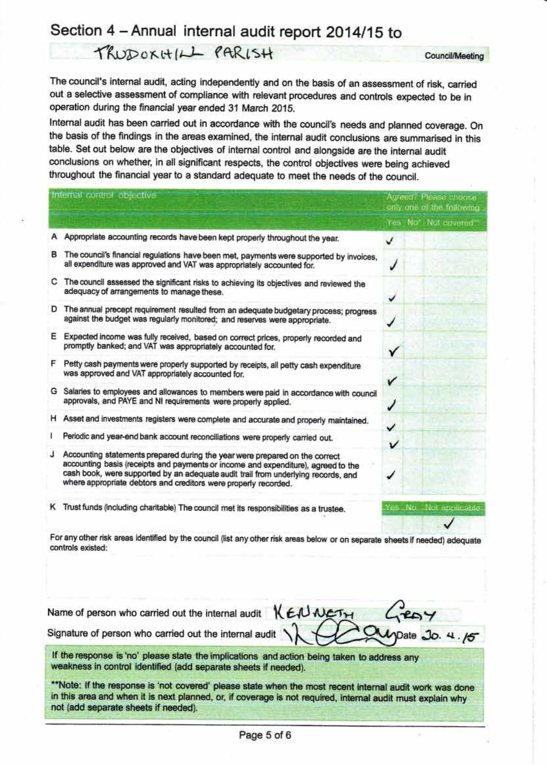# Section 4 – Annual internal audit report 2014/15 to

TRUDOXHILL PARISH Council/Meeting

The council's internal audit, acting independently and on the basis of an assessment of risk, carried out a selective assessment of compliance with relevant procedures and controls expected to be in operation during the financial year ended 31 March 2015.

Internal audit has been carried out in accordance with the council's needs and planned coverage. On the basis of the findings in the areas examined, the internal audit conclusions are summarised in this table. Set out below are the objectives of internal control and alongside are the internal audit conclusions on whether, in all significant respects, the control objectives were being achieved throughout the financial year to a standard adequate to meet the needs of the council.

| Internal control objective | Agreed? Please choose only one of the following | | |
|---|---|---|---|
| | Yes | No* | Not covered** |
| A Appropriate accounting records have been kept properly throughout the year. | ✓ | | |
| B The council's financial regulations have been met, payments were supported by invoices, all expenditure was approved and VAT was appropriately accounted for. | ✓ | | |
| C The council assessed the significant risks to achieving its objectives and reviewed the adequacy of arrangements to manage these. | ✓ | | |
| D The annual precept requirement resulted from an adequate budgetary process; progress against the budget was regularly monitored; and reserves were appropriate. | ✓ | | |
| E Expected income was fully received, based on correct prices, properly recorded and promptly banked; and VAT was appropriately accounted for. | ✓ | | |
| F Petty cash payments were properly supported by receipts, all petty cash expenditure was approved and VAT appropriately accounted for. | ✓ | | |
| G Salaries to employees and allowances to members were paid in accordance with council approvals, and PAYE and NI requirements were properly applied. | ✓ | | |
| H Asset and investments registers were complete and accurate and properly maintained. | ✓ | | |
| I Periodic and year-end bank account reconciliations were properly carried out. | ✓ | | |
| J Accounting statements prepared during the year were prepared on the correct accounting basis (receipts and payments or income and expenditure), agreed to the cash book, were supported by an adequate audit trail from underlying records, and where appropriate debtors and creditors were properly recorded. | ✓ | | |
| | **Yes** | **No** | **Not applicable** |
| K Trust funds (including charitable) The council met its responsibilities as a trustee. | | | ✓ |

For any other risk areas identified by the council (list any other risk areas below or on separate sheets if needed) adequate controls existed:

Name of person who carried out the internal audit KENNETH GRAY

Signature of person who carried out the internal audit [signature] Date 30. 4. 15

If the response is 'no' please state the implications and action being taken to address any weakness in control identified (add separate sheets if needed).

**Note: If the response is 'not covered' please state when the most recent internal audit work was done in this area and when it is next planned, or, if coverage is not required, internal audit must explain why not (add separate sheets if needed).